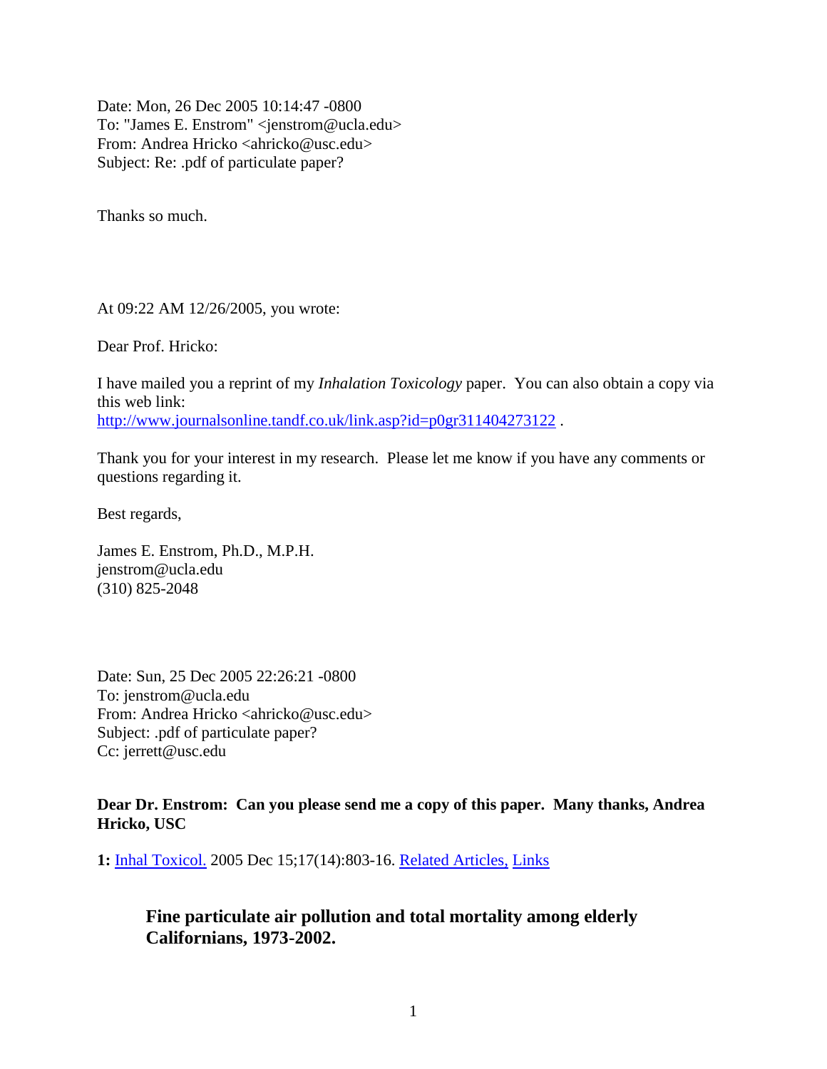Date: Mon, 26 Dec 2005 10:14:47 -0800
To: "James E. Enstrom" <jenstrom@ucla.edu>
From: Andrea Hricko <ahricko@usc.edu>
Subject: Re: .pdf of particulate paper?

Thanks so much.

At 09:22 AM 12/26/2005, you wrote:

Dear Prof. Hricko:

I have mailed you a reprint of my *Inhalation Toxicology* paper. You can also obtain a copy via this web link:
http://www.journalsonline.tandf.co.uk/link.asp?id=p0gr311404273122 .

Thank you for your interest in my research. Please let me know if you have any comments or questions regarding it.

Best regards,

James E. Enstrom, Ph.D., M.P.H.
jenstrom@ucla.edu
(310) 825-2048

Date: Sun, 25 Dec 2005 22:26:21 -0800
To: jenstrom@ucla.edu
From: Andrea Hricko <ahricko@usc.edu>
Subject: .pdf of particulate paper?
Cc: jerrett@usc.edu

**Dear Dr. Enstrom: Can you please send me a copy of this paper. Many thanks, Andrea Hricko, USC**

**1:** Inhal Toxicol. 2005 Dec 15;17(14):803-16. Related Articles, Links

**Fine particulate air pollution and total mortality among elderly Californians, 1973-2002.**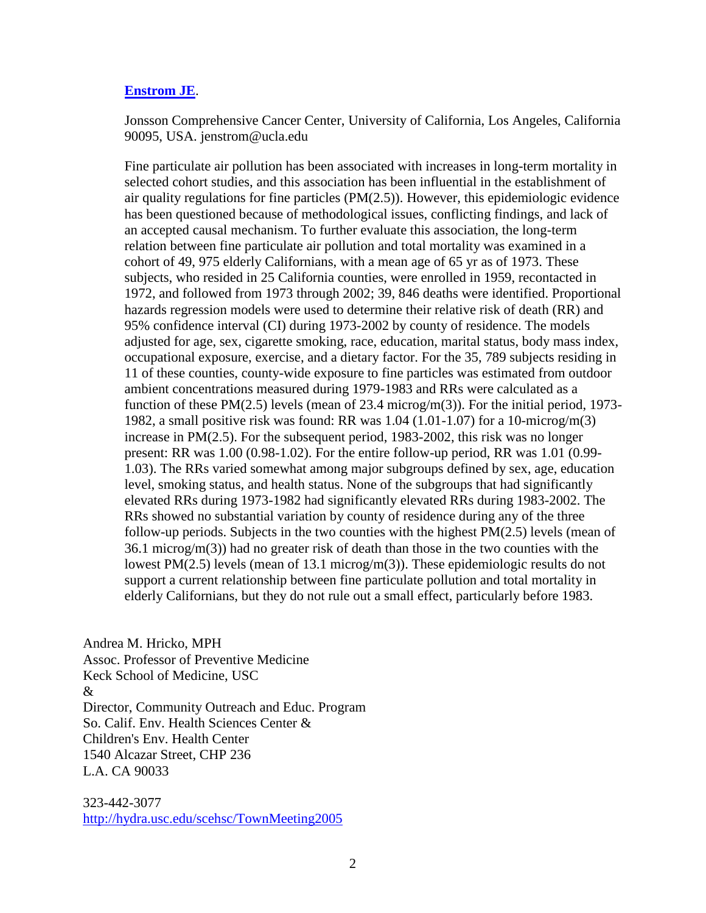**[Enstrom JE](#)**.

Jonsson Comprehensive Cancer Center, University of California, Los Angeles, California 90095, USA. jenstrom@ucla.edu

Fine particulate air pollution has been associated with increases in long-term mortality in selected cohort studies, and this association has been influential in the establishment of air quality regulations for fine particles (PM(2.5)). However, this epidemiologic evidence has been questioned because of methodological issues, conflicting findings, and lack of an accepted causal mechanism. To further evaluate this association, the long-term relation between fine particulate air pollution and total mortality was examined in a cohort of 49, 975 elderly Californians, with a mean age of 65 yr as of 1973. These subjects, who resided in 25 California counties, were enrolled in 1959, recontacted in 1972, and followed from 1973 through 2002; 39, 846 deaths were identified. Proportional hazards regression models were used to determine their relative risk of death (RR) and 95% confidence interval (CI) during 1973-2002 by county of residence. The models adjusted for age, sex, cigarette smoking, race, education, marital status, body mass index, occupational exposure, exercise, and a dietary factor. For the 35, 789 subjects residing in 11 of these counties, county-wide exposure to fine particles was estimated from outdoor ambient concentrations measured during 1979-1983 and RRs were calculated as a function of these PM(2.5) levels (mean of 23.4 microg/m(3)). For the initial period, 1973-1982, a small positive risk was found: RR was 1.04 (1.01-1.07) for a 10-microg/m(3) increase in PM(2.5). For the subsequent period, 1983-2002, this risk was no longer present: RR was 1.00 (0.98-1.02). For the entire follow-up period, RR was 1.01 (0.99-1.03). The RRs varied somewhat among major subgroups defined by sex, age, education level, smoking status, and health status. None of the subgroups that had significantly elevated RRs during 1973-1982 had significantly elevated RRs during 1983-2002. The RRs showed no substantial variation by county of residence during any of the three follow-up periods. Subjects in the two counties with the highest PM(2.5) levels (mean of 36.1 microg/m(3)) had no greater risk of death than those in the two counties with the lowest PM(2.5) levels (mean of 13.1 microg/m(3)). These epidemiologic results do not support a current relationship between fine particulate pollution and total mortality in elderly Californians, but they do not rule out a small effect, particularly before 1983.

Andrea M. Hricko, MPH
Assoc. Professor of Preventive Medicine
Keck School of Medicine, USC
&
Director, Community Outreach and Educ. Program
So. Calif. Env. Health Sciences Center &
Children's Env. Health Center
1540 Alcazar Street, CHP 236
L.A. CA 90033

323-442-3077
[http://hydra.usc.edu/scehsc/TownMeeting2005](http://hydra.usc.edu/scehsc/TownMeeting2005)